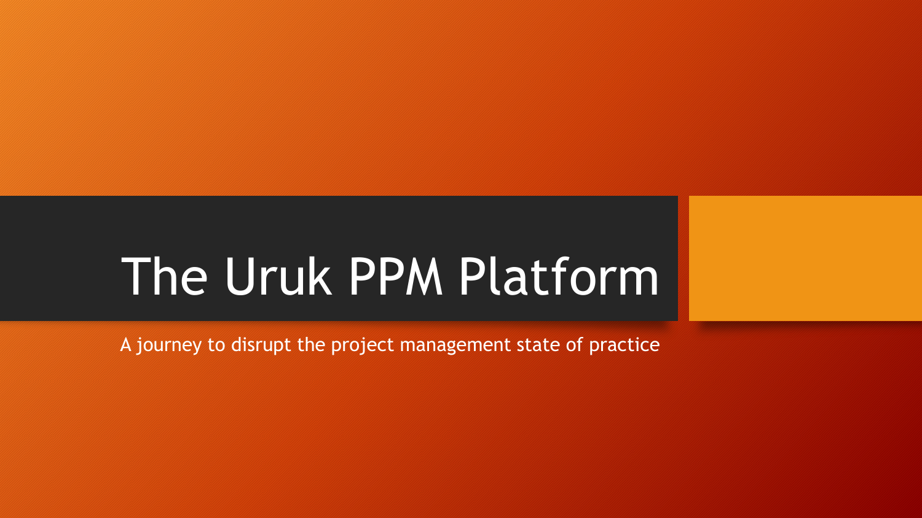# The Uruk PPM Platform

A journey to disrupt the project management state of practice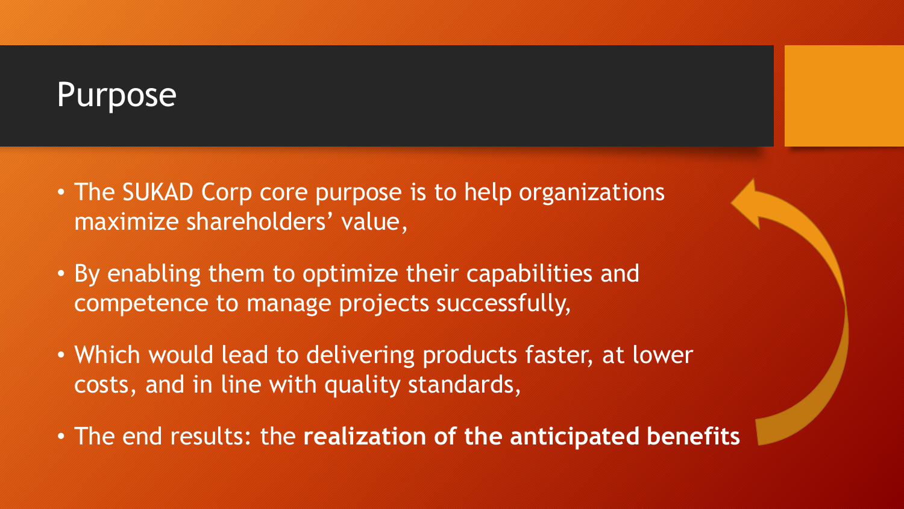# Purpose

- The SUKAD Corp core purpose is to help organizations maximize shareholders' value,
- By enabling them to optimize their capabilities and competence to manage projects successfully,
- Which would lead to delivering products faster, at lower costs, and in line with quality standards,
- The end results: the **realization of the anticipated benefits**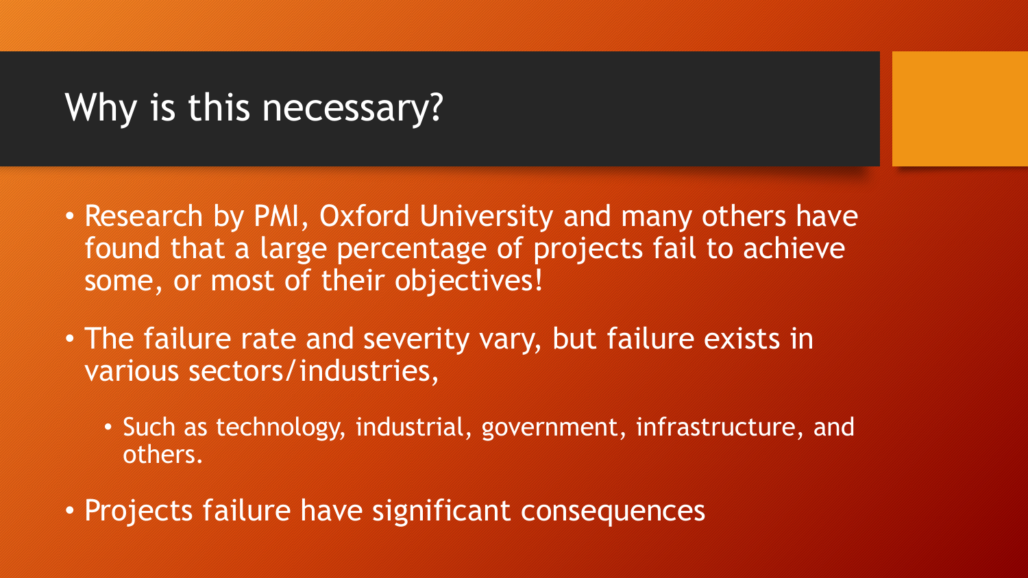# Why is this necessary?

- Research by PMI, Oxford University and many others have found that a large percentage of projects fail to achieve some, or most of their objectives!
- The failure rate and severity vary, but failure exists in various sectors/industries,
  - Such as technology, industrial, government, infrastructure, and others.
- Projects failure have significant consequences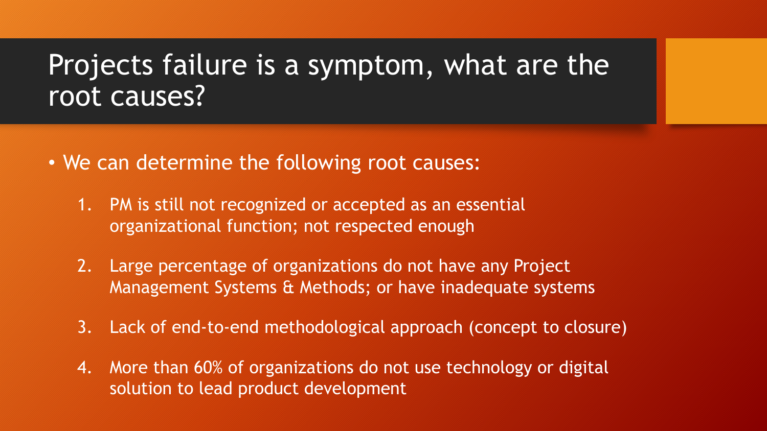# Projects failure is a symptom, what are the root causes?

- We can determine the following root causes:
  1. PM is still not recognized or accepted as an essential organizational function; not respected enough
  2. Large percentage of organizations do not have any Project Management Systems & Methods; or have inadequate systems
  3. Lack of end-to-end methodological approach (concept to closure)
  4. More than 60% of organizations do not use technology or digital solution to lead product development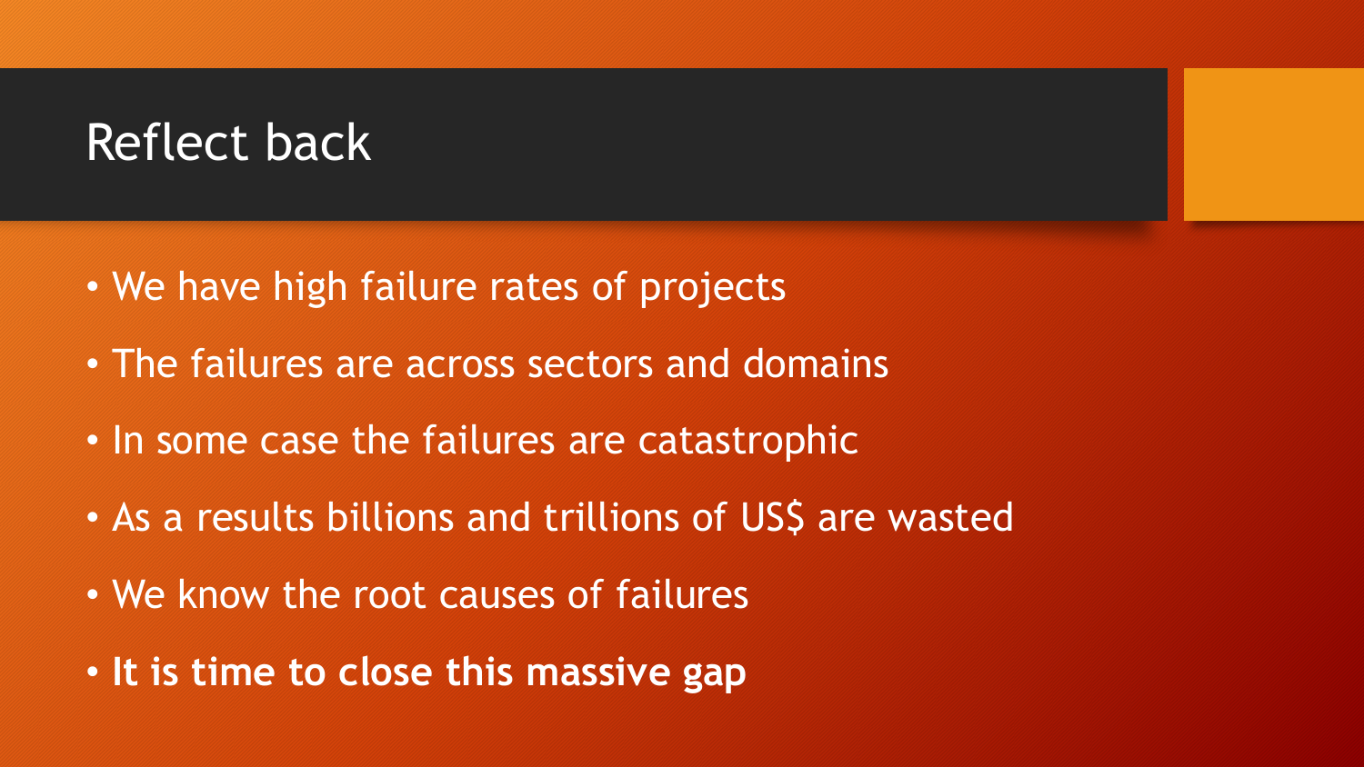# Reflect back

- We have high failure rates of projects
- The failures are across sectors and domains
- In some case the failures are catastrophic
- As a results billions and trillions of US$ are wasted
- We know the root causes of failures
- **It is time to close this massive gap**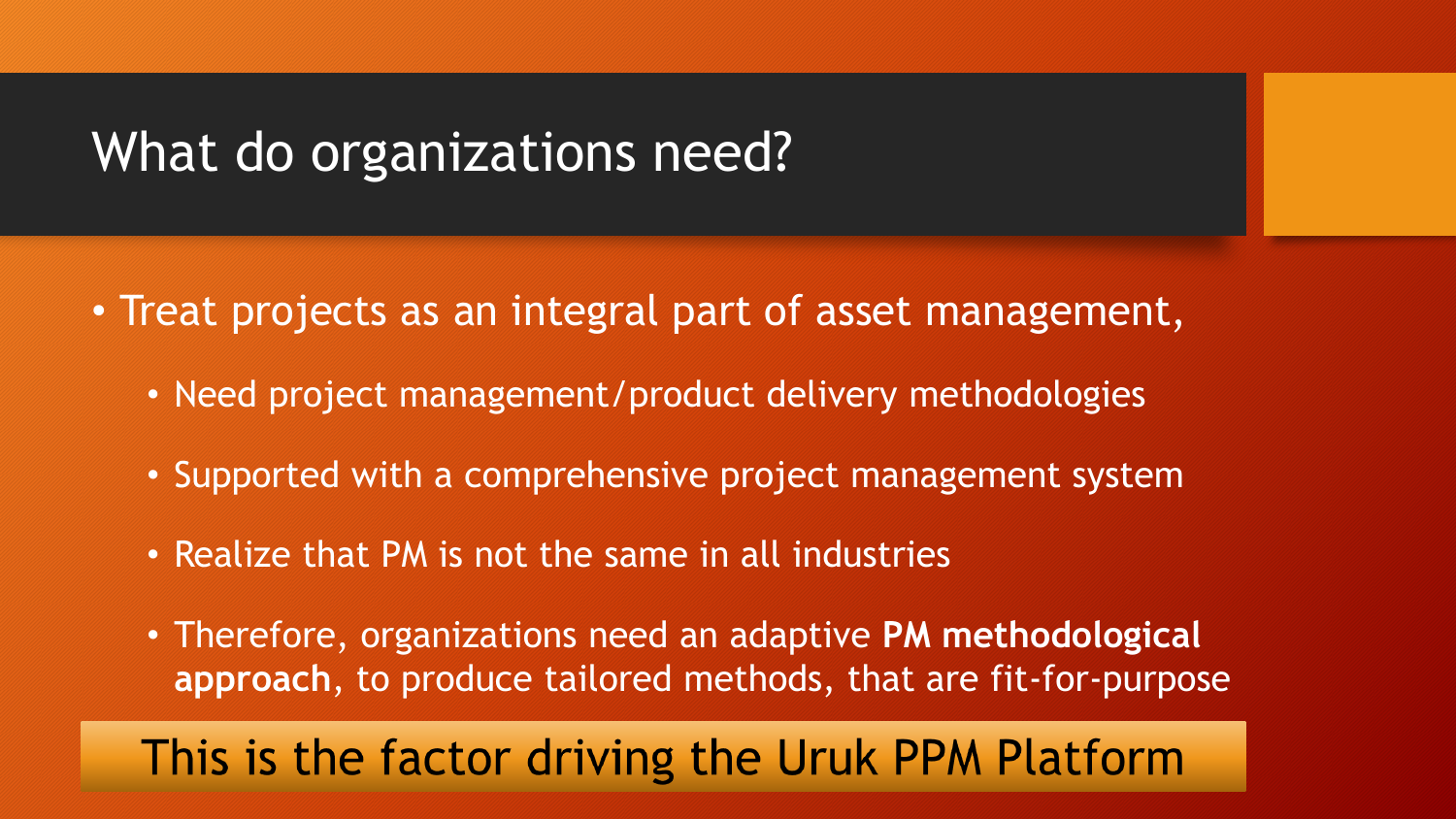# What do organizations need?

- Treat projects as an integral part of asset management,
  - Need project management/product delivery methodologies
  - Supported with a comprehensive project management system
  - Realize that PM is not the same in all industries
  - Therefore, organizations need an adaptive **PM methodological approach**, to produce tailored methods, that are fit-for-purpose

This is the factor driving the Uruk PPM Platform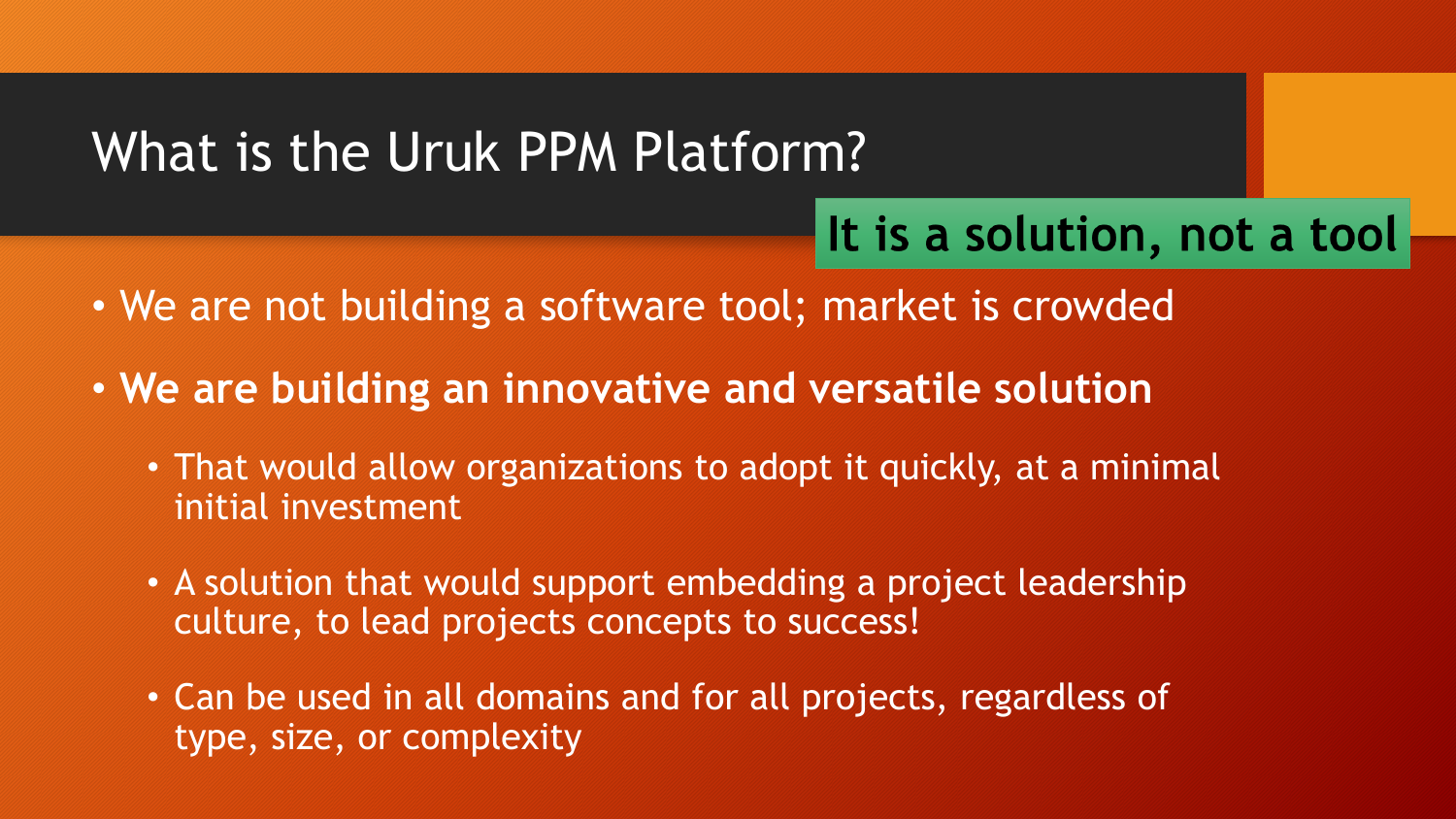# What is the Uruk PPM Platform?

**It is a solution, not a tool**

- We are not building a software tool; market is crowded
- **We are building an innovative and versatile solution**
  - That would allow organizations to adopt it quickly, at a minimal initial investment
  - A solution that would support embedding a project leadership culture, to lead projects concepts to success!
  - Can be used in all domains and for all projects, regardless of type, size, or complexity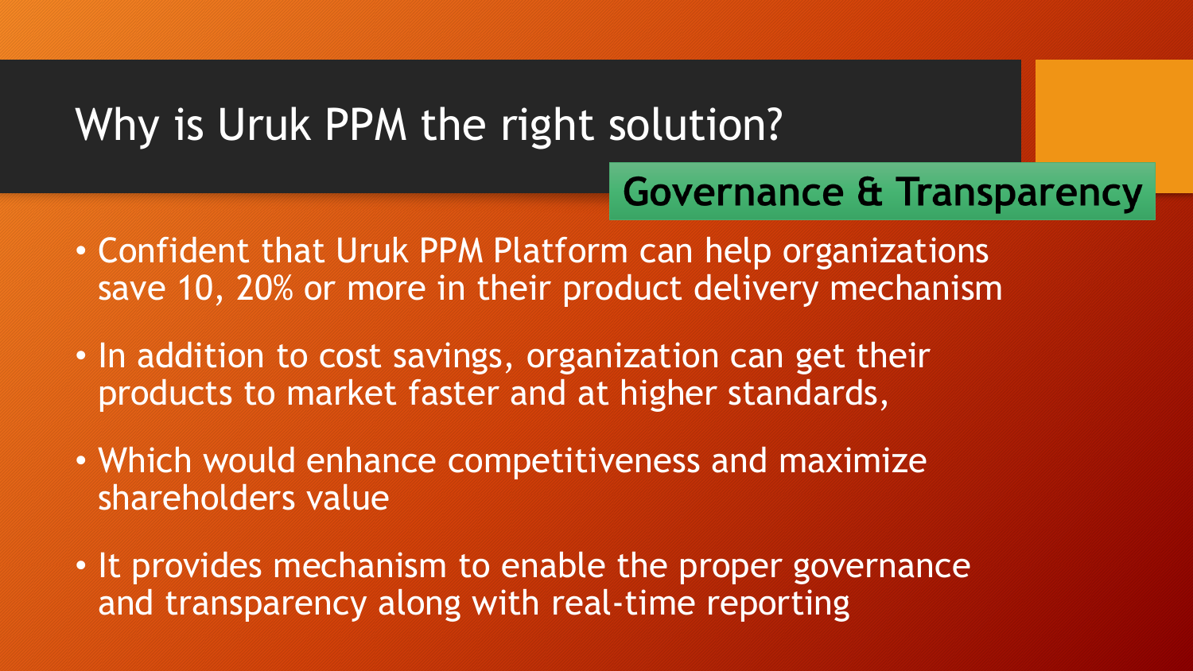# Why is Uruk PPM the right solution?

## Governance & Transparency

- Confident that Uruk PPM Platform can help organizations save 10, 20% or more in their product delivery mechanism
- In addition to cost savings, organization can get their products to market faster and at higher standards,
- Which would enhance competitiveness and maximize shareholders value
- It provides mechanism to enable the proper governance and transparency along with real-time reporting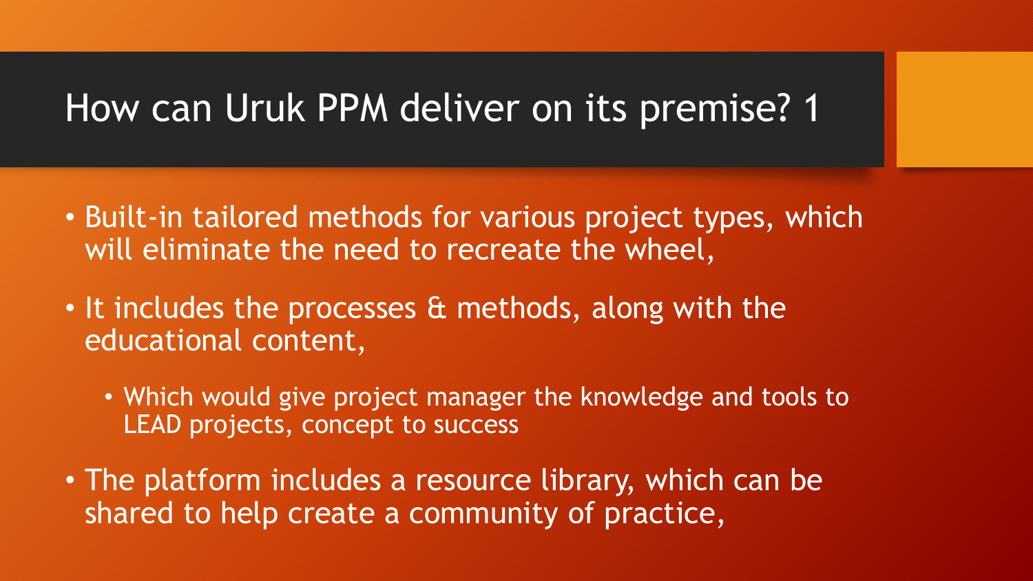# How can Uruk PPM deliver on its premise? 1

- Built-in tailored methods for various project types, which will eliminate the need to recreate the wheel,
- It includes the processes & methods, along with the educational content,
  - Which would give project manager the knowledge and tools to LEAD projects, concept to success
- The platform includes a resource library, which can be shared to help create a community of practice,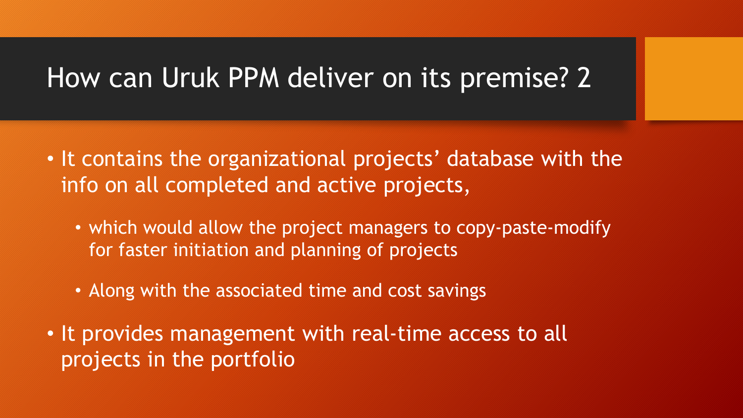# How can Uruk PPM deliver on its premise? 2

- It contains the organizational projects' database with the info on all completed and active projects,
  - which would allow the project managers to copy-paste-modify for faster initiation and planning of projects
  - Along with the associated time and cost savings
- It provides management with real-time access to all projects in the portfolio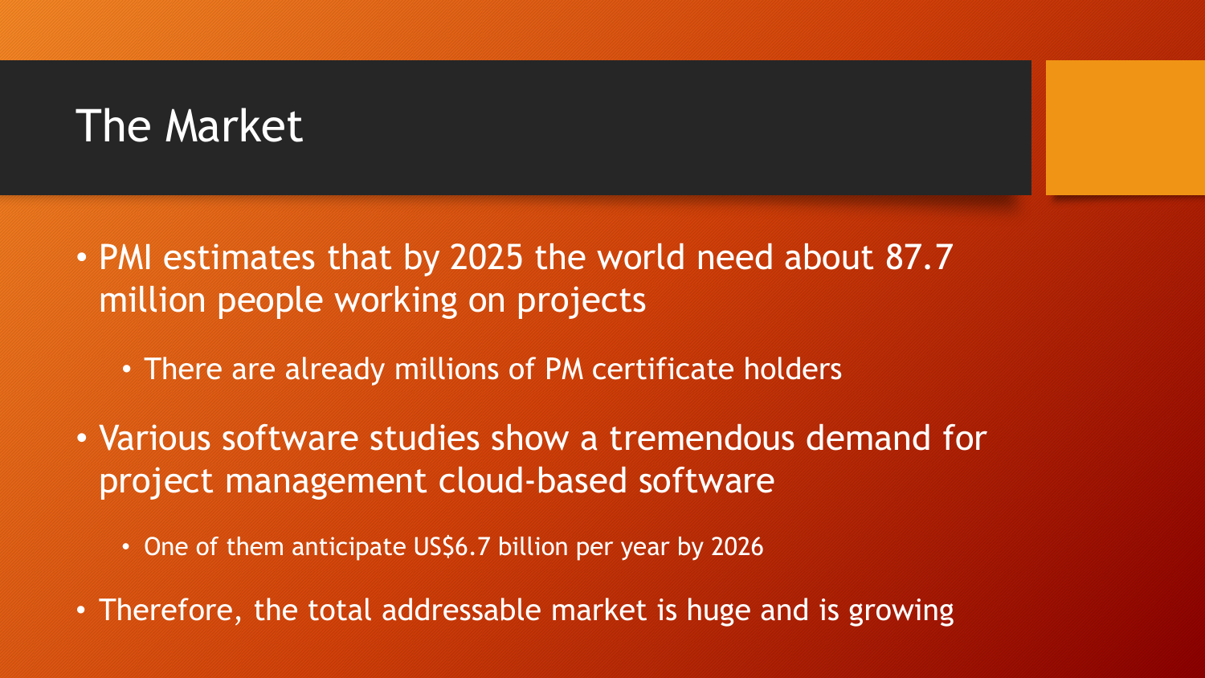# The Market

- PMI estimates that by 2025 the world need about 87.7 million people working on projects
  - There are already millions of PM certificate holders
- Various software studies show a tremendous demand for project management cloud-based software
  - One of them anticipate US$6.7 billion per year by 2026
- Therefore, the total addressable market is huge and is growing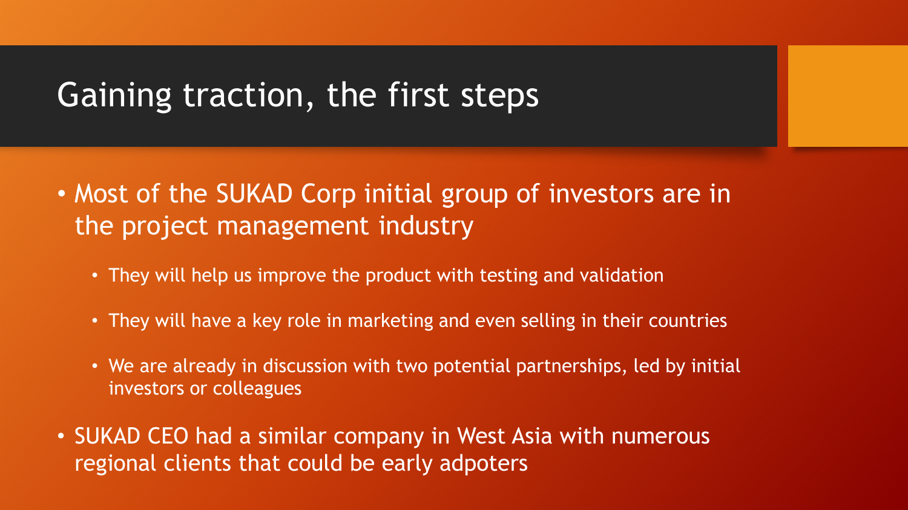# Gaining traction, the first steps

- Most of the SUKAD Corp initial group of investors are in the project management industry
  - They will help us improve the product with testing and validation
  - They will have a key role in marketing and even selling in their countries
  - We are already in discussion with two potential partnerships, led by initial investors or colleagues
- SUKAD CEO had a similar company in West Asia with numerous regional clients that could be early adpoters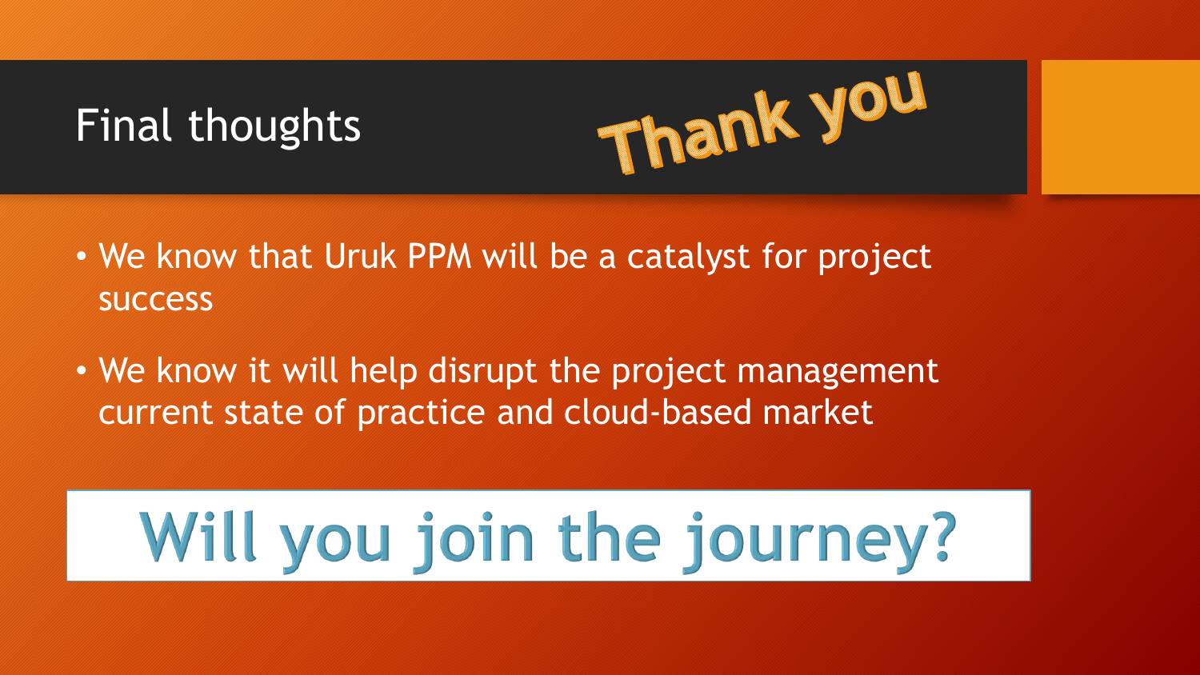# Final thoughts

Thank you

- We know that Uruk PPM will be a catalyst for project success
- We know it will help disrupt the project management current state of practice and cloud-based market

Will you join the journey?